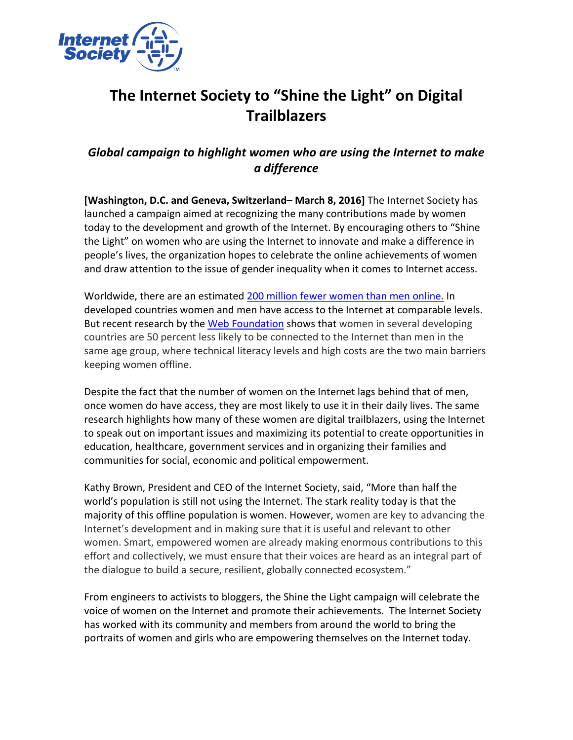# The Internet Society to "Shine the Light" on Digital Trailblazers

## *Global campaign to highlight women who are using the Internet to make a difference*

**[Washington, D.C. and Geneva, Switzerland– March 8, 2016]** The Internet Society has launched a campaign aimed at recognizing the many contributions made by women today to the development and growth of the Internet. By encouraging others to "Shine the Light" on women who are using the Internet to innovate and make a difference in people's lives, the organization hopes to celebrate the online achievements of women and draw attention to the issue of gender inequality when it comes to Internet access.

Worldwide, there are an estimated 200 million fewer women than men online. In developed countries women and men have access to the Internet at comparable levels. But recent research by the Web Foundation shows that women in several developing countries are 50 percent less likely to be connected to the Internet than men in the same age group, where technical literacy levels and high costs are the two main barriers keeping women offline.

Despite the fact that the number of women on the Internet lags behind that of men, once women do have access, they are most likely to use it in their daily lives. The same research highlights how many of these women are digital trailblazers, using the Internet to speak out on important issues and maximizing its potential to create opportunities in education, healthcare, government services and in organizing their families and communities for social, economic and political empowerment.

Kathy Brown, President and CEO of the Internet Society, said, "More than half the world's population is still not using the Internet. The stark reality today is that the majority of this offline population is women. However, women are key to advancing the Internet's development and in making sure that it is useful and relevant to other women. Smart, empowered women are already making enormous contributions to this effort and collectively, we must ensure that their voices are heard as an integral part of the dialogue to build a secure, resilient, globally connected ecosystem."

From engineers to activists to bloggers, the Shine the Light campaign will celebrate the voice of women on the Internet and promote their achievements. The Internet Society has worked with its community and members from around the world to bring the portraits of women and girls who are empowering themselves on the Internet today.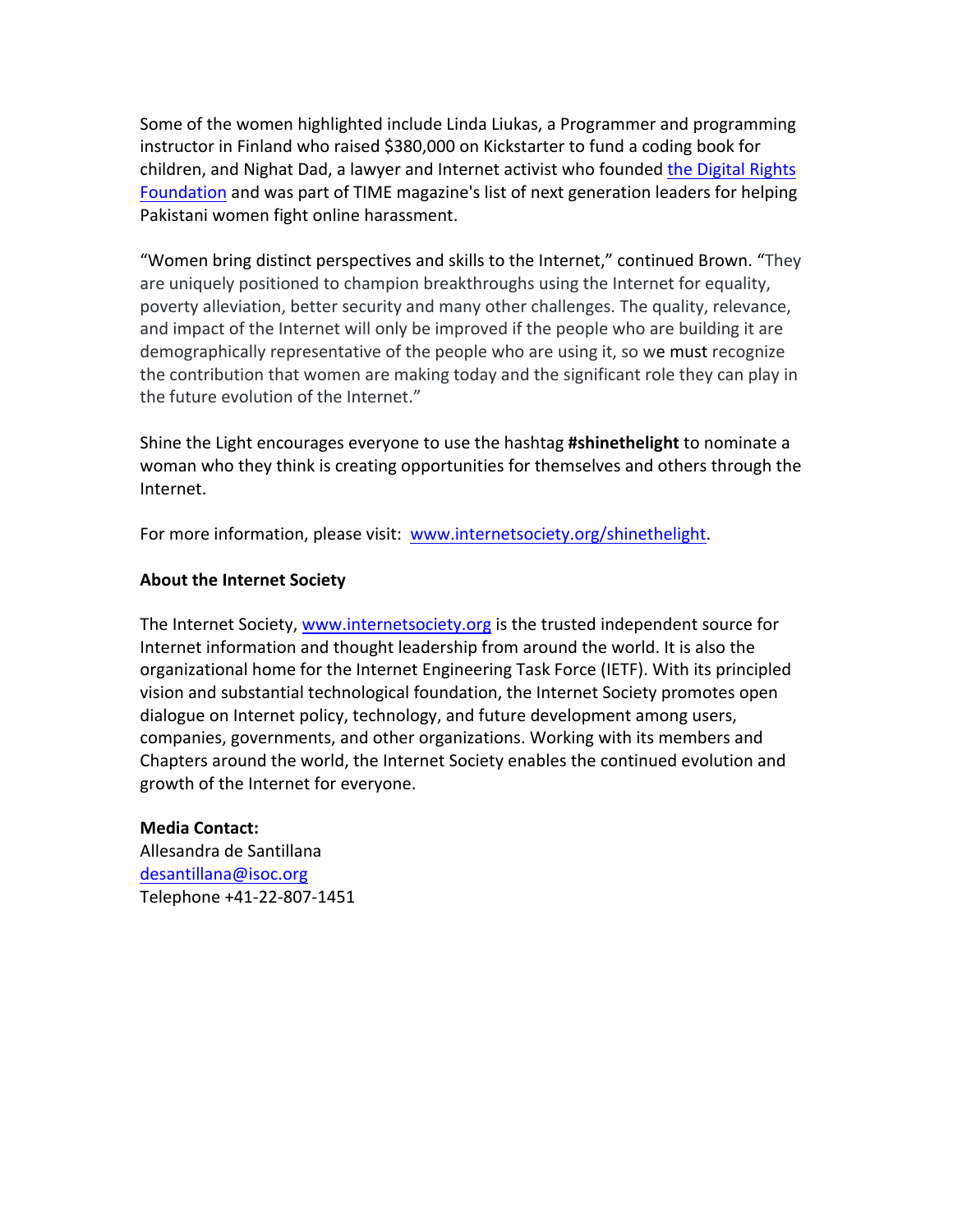Some of the women highlighted include Linda Liukas, a Programmer and programming instructor in Finland who raised $380,000 on Kickstarter to fund a coding book for children, and Nighat Dad, a lawyer and Internet activist who founded [the Digital Rights Foundation]() and was part of TIME magazine's list of next generation leaders for helping Pakistani women fight online harassment.

"Women bring distinct perspectives and skills to the Internet," continued Brown. "They are uniquely positioned to champion breakthroughs using the Internet for equality, poverty alleviation, better security and many other challenges. The quality, relevance, and impact of the Internet will only be improved if the people who are building it are demographically representative of the people who are using it, so we must recognize the contribution that women are making today and the significant role they can play in the future evolution of the Internet."

Shine the Light encourages everyone to use the hashtag **#shinethelight** to nominate a woman who they think is creating opportunities for themselves and others through the Internet.

For more information, please visit: [www.internetsociety.org/shinethelight](www.internetsociety.org/shinethelight).

**About the Internet Society**

The Internet Society, [www.internetsociety.org](www.internetsociety.org) is the trusted independent source for Internet information and thought leadership from around the world. It is also the organizational home for the Internet Engineering Task Force (IETF). With its principled vision and substantial technological foundation, the Internet Society promotes open dialogue on Internet policy, technology, and future development among users, companies, governments, and other organizations. Working with its members and Chapters around the world, the Internet Society enables the continued evolution and growth of the Internet for everyone.

**Media Contact:**
Allesandra de Santillana
[desantillana@isoc.org](mailto:desantillana@isoc.org)
Telephone +41-22-807-1451